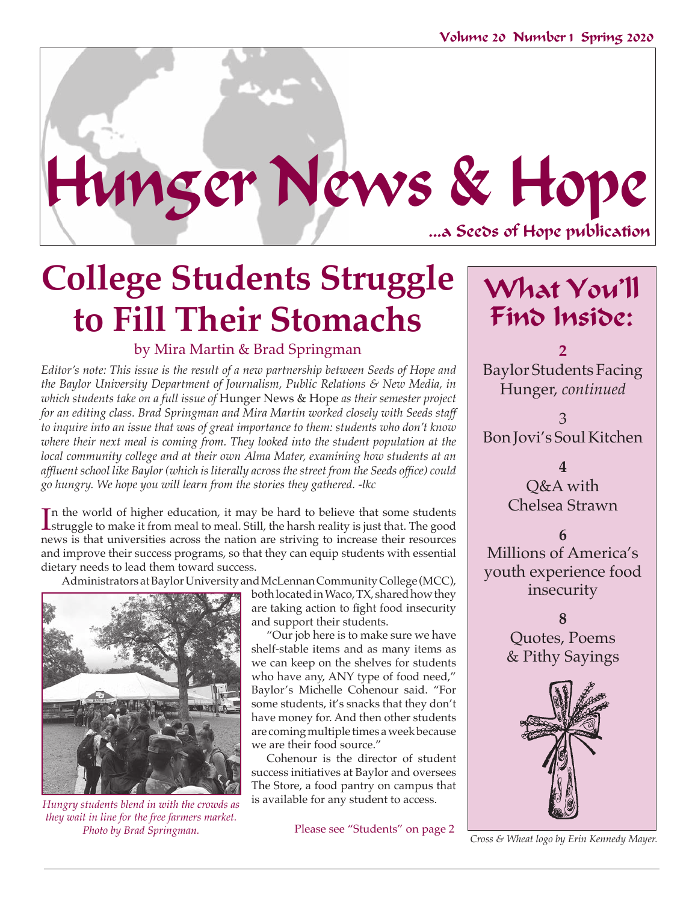Volume 20 Number 1 Spring 2020

# Hunger News & Hope

...a Seeds of Hope publication

# College Students Struggle to Fill Their Stomachs

by Mira Martin & Brad Springman

*Editor's note: This issue is the result of a new partnership between Seeds of Hope and the Baylor University Department of Journalism, Public Relations & New Media, in which students take on a full issue of* Hunger News & Hope *as their semester project for an editing class. Brad Springman and Mira Martin worked closely with Seeds staff to inquire into an issue that was of great importance to them: students who don't know where their next meal is coming from. They looked into the student population at the local community college and at their own Alma Mater, examining how students at an affluent school like Baylor (which is literally across the street from the Seeds office) could go hungry. We hope you will learn from the stories they gathered. -lkc*

In the world of higher education, it may be hard to believe that some students struggle to make it from meal to meal. Still, the harsh reality is just that. The good news is that universities across the nation are striving to increase their resources and improve their success programs, so that they can equip students with essential dietary needs to lead them toward success.

Administrators at Baylor University and McLennan Community College (MCC), both located in Waco, TX, shared how they are taking action to fight food insecurity and support their students.

*Hungry students blend in with the crowds as they wait in line for the free farmers market. Photo by Brad Springman.*

"Our job here is to make sure we have shelf-stable items and as many items as we can keep on the shelves for students who have any, ANY type of food need," Baylor's Michelle Cohenour said. "For some students, it's snacks that they don't have money for. And then other students are coming multiple times a week because we are their food source."

Cohenour is the director of student success initiatives at Baylor and oversees The Store, a food pantry on campus that is available for any student to access.

Please see "Students" on page 2

## What You'll Find Inside:

**2**
Baylor Students Facing Hunger, *continued*

3
Bon Jovi's Soul Kitchen

**4**
Q&A with Chelsea Strawn

**6**
Millions of America's youth experience food insecurity

**8**
Quotes, Poems & Pithy Sayings

*Cross & Wheat logo by Erin Kennedy Mayer.*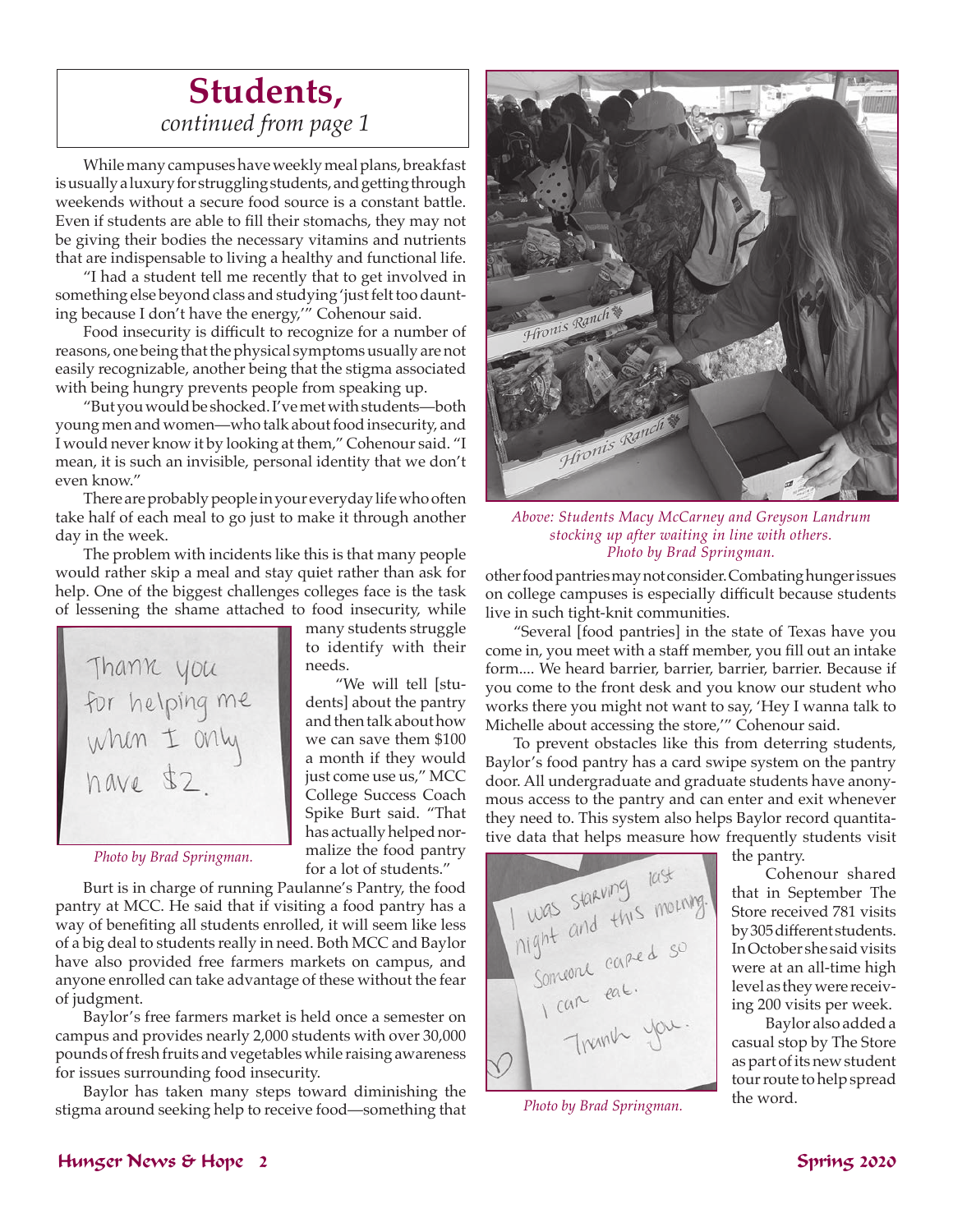# Students,

*continued from page 1*

While many campuses have weekly meal plans, breakfast is usually a luxury for struggling students, and getting through weekends without a secure food source is a constant battle. Even if students are able to fill their stomachs, they may not be giving their bodies the necessary vitamins and nutrients that are indispensable to living a healthy and functional life.

"I had a student tell me recently that to get involved in something else beyond class and studying 'just felt too daunting because I don't have the energy,'" Cohenour said.

Food insecurity is difficult to recognize for a number of reasons, one being that the physical symptoms usually are not easily recognizable, another being that the stigma associated with being hungry prevents people from speaking up.

"But you would be shocked. I've met with students—both young men and women—who talk about food insecurity, and I would never know it by looking at them," Cohenour said. "I mean, it is such an invisible, personal identity that we don't even know."

There are probably people in your everyday life who often take half of each meal to go just to make it through another day in the week.

The problem with incidents like this is that many people would rather skip a meal and stay quiet rather than ask for help. One of the biggest challenges colleges face is the task of lessening the shame attached to food insecurity, while many students struggle to identify with their needs.

*Photo by Brad Springman.*

"We will tell [students] about the pantry and then talk about how we can save them $100 a month if they would just come use us," MCC College Success Coach Spike Burt said. "That has actually helped normalize the food pantry for a lot of students."

Burt is in charge of running Paulanne's Pantry, the food pantry at MCC. He said that if visiting a food pantry has a way of benefiting all students enrolled, it will seem like less of a big deal to students really in need. Both MCC and Baylor have also provided free farmers markets on campus, and anyone enrolled can take advantage of these without the fear of judgment.

Baylor's free farmers market is held once a semester on campus and provides nearly 2,000 students with over 30,000 pounds of fresh fruits and vegetables while raising awareness for issues surrounding food insecurity.

Baylor has taken many steps toward diminishing the stigma around seeking help to receive food—something that other food pantries may not consider. Combating hunger issues on college campuses is especially difficult because students live in such tight-knit communities.

*Above: Students Macy McCarney and Greyson Landrum stocking up after waiting in line with others. Photo by Brad Springman.*

"Several [food pantries] in the state of Texas have you come in, you meet with a staff member, you fill out an intake form.... We heard barrier, barrier, barrier, barrier. Because if you come to the front desk and you know our student who works there you might not want to say, 'Hey I wanna talk to Michelle about accessing the store,'" Cohenour said.

To prevent obstacles like this from deterring students, Baylor's food pantry has a card swipe system on the pantry door. All undergraduate and graduate students have anonymous access to the pantry and can enter and exit whenever they need to. This system also helps Baylor record quantitative data that helps measure how frequently students visit the pantry.

*Photo by Brad Springman.*

Cohenour shared that in September The Store received 781 visits by 305 different students. In October she said visits were at an all-time high level as they were receiving 200 visits per week.

Baylor also added a casual stop by The Store as part of its new student tour route to help spread the word.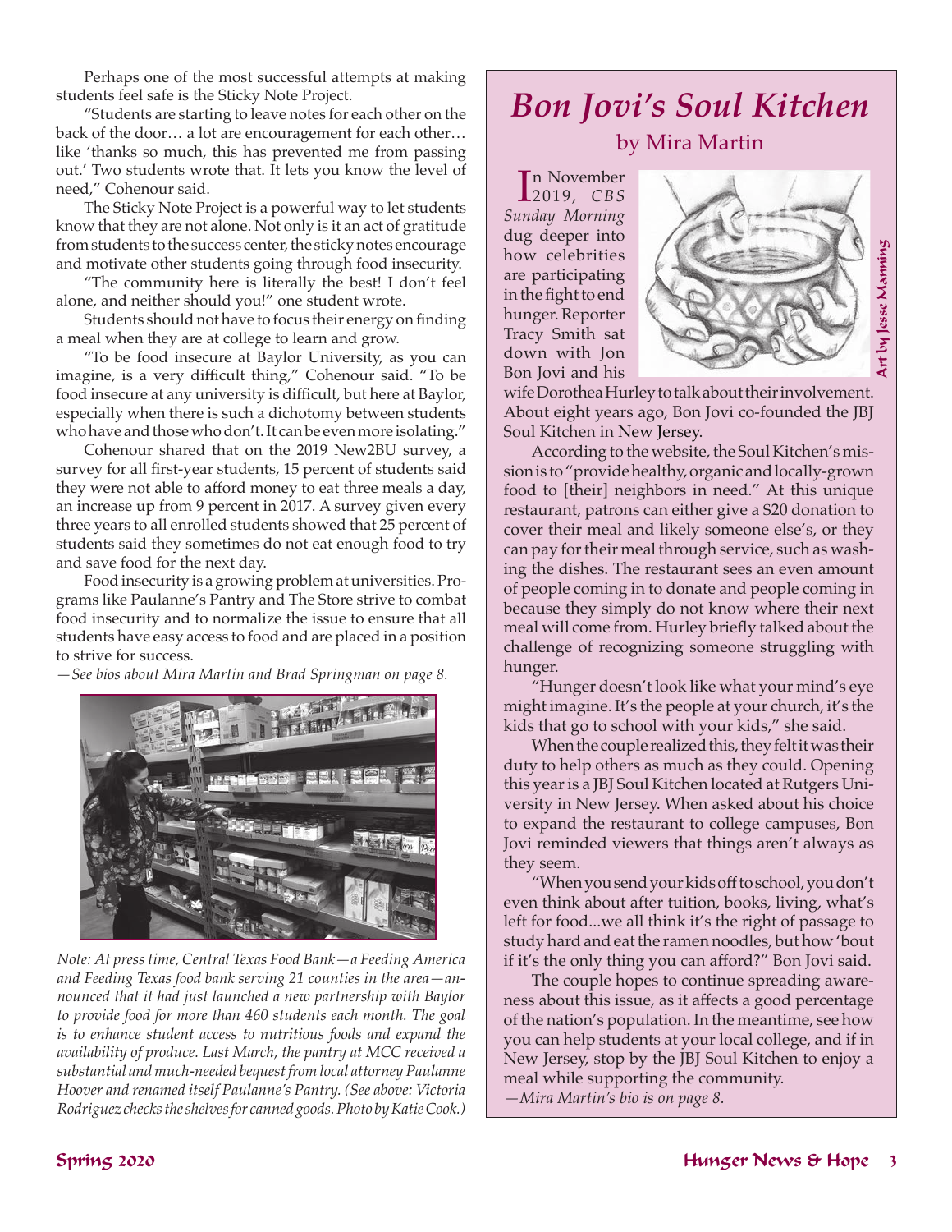Perhaps one of the most successful attempts at making students feel safe is the Sticky Note Project.

"Students are starting to leave notes for each other on the back of the door… a lot are encouragement for each other… like 'thanks so much, this has prevented me from passing out.' Two students wrote that. It lets you know the level of need," Cohenour said.

The Sticky Note Project is a powerful way to let students know that they are not alone. Not only is it an act of gratitude from students to the success center, the sticky notes encourage and motivate other students going through food insecurity.

"The community here is literally the best! I don't feel alone, and neither should you!" one student wrote.

Students should not have to focus their energy on finding a meal when they are at college to learn and grow.

"To be food insecure at Baylor University, as you can imagine, is a very difficult thing," Cohenour said. "To be food insecure at any university is difficult, but here at Baylor, especially when there is such a dichotomy between students who have and those who don't. It can be even more isolating."

Cohenour shared that on the 2019 New2BU survey, a survey for all first-year students, 15 percent of students said they were not able to afford money to eat three meals a day, an increase up from 9 percent in 2017. A survey given every three years to all enrolled students showed that 25 percent of students said they sometimes do not eat enough food to try and save food for the next day.

Food insecurity is a growing problem at universities. Programs like Paulanne's Pantry and The Store strive to combat food insecurity and to normalize the issue to ensure that all students have easy access to food and are placed in a position to strive for success.

*—See bios about Mira Martin and Brad Springman on page 8.*

*Note: At press time, Central Texas Food Bank—a Feeding America and Feeding Texas food bank serving 21 counties in the area—announced that it had just launched a new partnership with Baylor to provide food for more than 460 students each month. The goal is to enhance student access to nutritious foods and expand the availability of produce. Last March, the pantry at MCC received a substantial and much-needed bequest from local attorney Paulanne Hoover and renamed itself Paulanne's Pantry. (See above: Victoria Rodriguez checks the shelves for canned goods. Photo by Katie Cook.)*

# *Bon Jovi's Soul Kitchen*

## by Mira Martin

Art by Jesse Manning

In November 2019, *CBS Sunday Morning* dug deeper into how celebrities are participating in the fight to end hunger. Reporter Tracy Smith sat down with Jon Bon Jovi and his wife Dorothea Hurley to talk about their involvement. About eight years ago, Bon Jovi co-founded the JBJ Soul Kitchen in New Jersey.

According to the website, the Soul Kitchen's mission is to "provide healthy, organic and locally-grown food to [their] neighbors in need." At this unique restaurant, patrons can either give a $20 donation to cover their meal and likely someone else's, or they can pay for their meal through service, such as washing the dishes. The restaurant sees an even amount of people coming in to donate and people coming in because they simply do not know where their next meal will come from. Hurley briefly talked about the challenge of recognizing someone struggling with hunger.

"Hunger doesn't look like what your mind's eye might imagine. It's the people at your church, it's the kids that go to school with your kids," she said.

When the couple realized this, they felt it was their duty to help others as much as they could. Opening this year is a JBJ Soul Kitchen located at Rutgers University in New Jersey. When asked about his choice to expand the restaurant to college campuses, Bon Jovi reminded viewers that things aren't always as they seem.

"When you send your kids off to school, you don't even think about after tuition, books, living, what's left for food...we all think it's the right of passage to study hard and eat the ramen noodles, but how 'bout if it's the only thing you can afford?" Bon Jovi said.

The couple hopes to continue spreading awareness about this issue, as it affects a good percentage of the nation's population. In the meantime, see how you can help students at your local college, and if in New Jersey, stop by the JBJ Soul Kitchen to enjoy a meal while supporting the community.

*—Mira Martin's bio is on page 8.*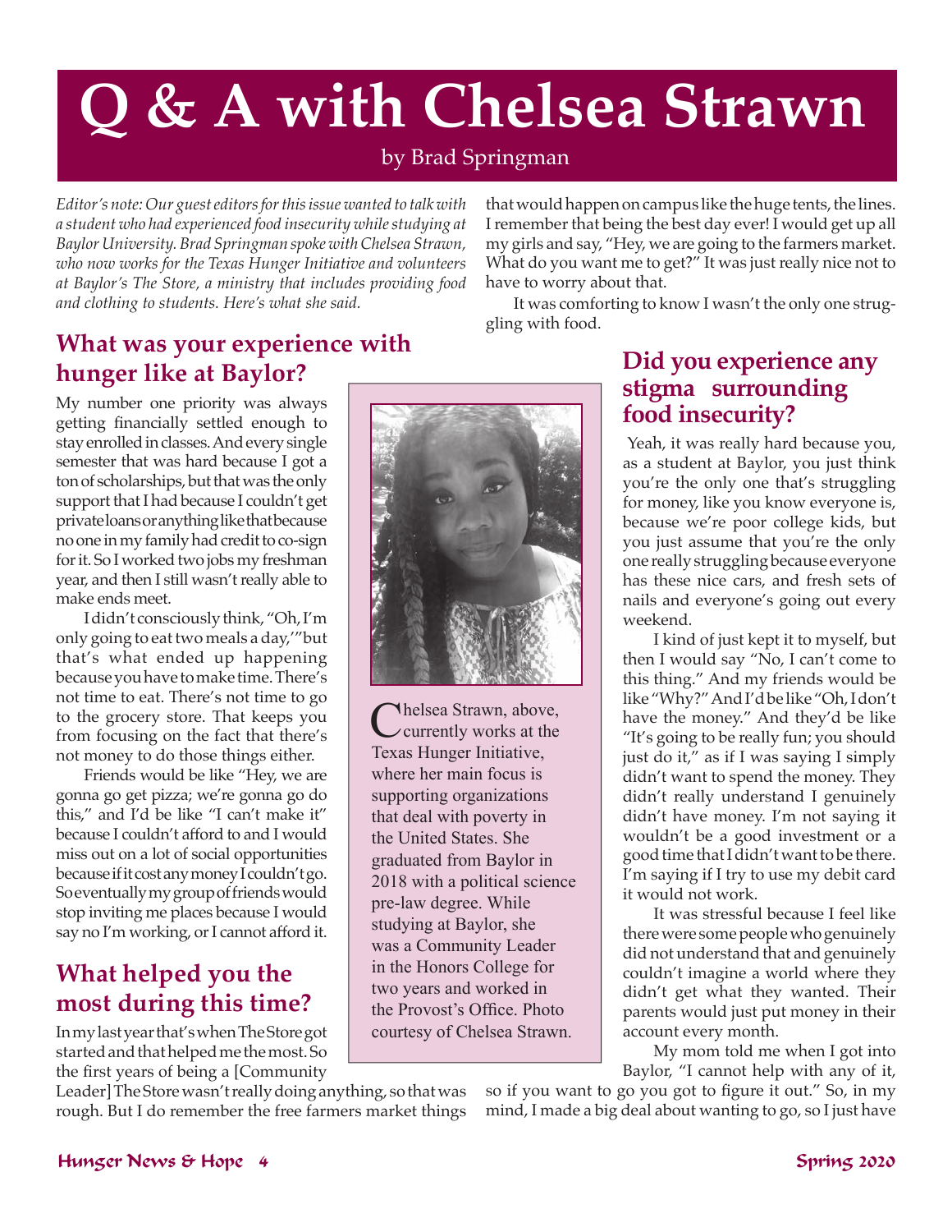# Q & A with Chelsea Strawn

by Brad Springman

*Editor's note: Our guest editors for this issue wanted to talk with a student who had experienced food insecurity while studying at Baylor University. Brad Springman spoke with Chelsea Strawn, who now works for the Texas Hunger Initiative and volunteers at Baylor's The Store, a ministry that includes providing food and clothing to students. Here's what she said.*

## What was your experience with hunger like at Baylor?

My number one priority was always getting financially settled enough to stay enrolled in classes. And every single semester that was hard because I got a ton of scholarships, but that was the only support that I had because I couldn't get private loans or anything like that because no one in my family had credit to co-sign for it. So I worked two jobs my freshman year, and then I still wasn't really able to make ends meet.

I didn't consciously think, "Oh, I'm only going to eat two meals a day,'"but that's what ended up happening because you have to make time. There's not time to eat. There's not time to go to the grocery store. That keeps you from focusing on the fact that there's not money to do those things either.

Friends would be like "Hey, we are gonna go get pizza; we're gonna go do this," and I'd be like "I can't make it" because I couldn't afford to and I would miss out on a lot of social opportunities because if it cost any money I couldn't go. So eventually my group of friends would stop inviting me places because I would say no I'm working, or I cannot afford it.

## What helped you the most during this time?

In my last year that's when The Store got started and that helped me the most. So the first years of being a [Community Leader] The Store wasn't really doing anything, so that was rough. But I do remember the free farmers market things that would happen on campus like the huge tents, the lines. I remember that being the best day ever! I would get up all my girls and say, "Hey, we are going to the farmers market. What do you want me to get?" It was just really nice not to have to worry about that.

It was comforting to know I wasn't the only one struggling with food.

Chelsea Strawn, above, currently works at the Texas Hunger Initiative, where her main focus is supporting organizations that deal with poverty in the United States. She graduated from Baylor in 2018 with a political science pre-law degree. While studying at Baylor, she was a Community Leader in the Honors College for two years and worked in the Provost's Office. Photo courtesy of Chelsea Strawn.

## Did you experience any stigma surrounding food insecurity?

Yeah, it was really hard because you, as a student at Baylor, you just think you're the only one that's struggling for money, like you know everyone is, because we're poor college kids, but you just assume that you're the only one really struggling because everyone has these nice cars, and fresh sets of nails and everyone's going out every weekend.

I kind of just kept it to myself, but then I would say "No, I can't come to this thing." And my friends would be like "Why?" And I'd be like "Oh, I don't have the money." And they'd be like "It's going to be really fun; you should just do it," as if I was saying I simply didn't want to spend the money. They didn't really understand I genuinely didn't have money. I'm not saying it wouldn't be a good investment or a good time that I didn't want to be there. I'm saying if I try to use my debit card it would not work.

It was stressful because I feel like there were some people who genuinely did not understand that and genuinely couldn't imagine a world where they didn't get what they wanted. Their parents would just put money in their account every month.

My mom told me when I got into Baylor, "I cannot help with any of it, so if you want to go you got to figure it out." So, in my mind, I made a big deal about wanting to go, so I just have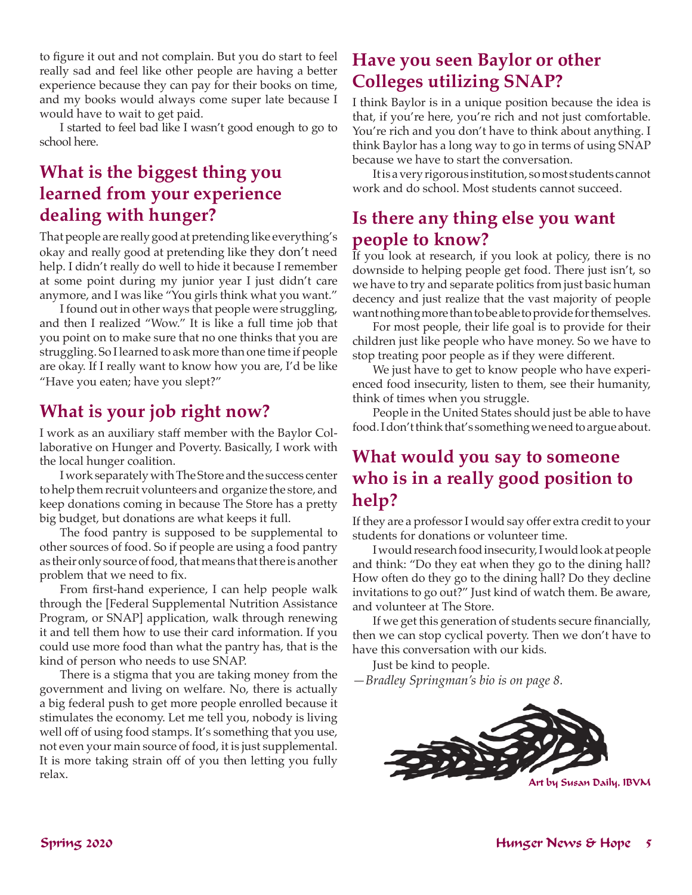to figure it out and not complain. But you do start to feel really sad and feel like other people are having a better experience because they can pay for their books on time, and my books would always come super late because I would have to wait to get paid.

I started to feel bad like I wasn't good enough to go to school here.

## What is the biggest thing you learned from your experience dealing with hunger?

That people are really good at pretending like everything's okay and really good at pretending like they don't need help. I didn't really do well to hide it because I remember at some point during my junior year I just didn't care anymore, and I was like "You girls think what you want."

I found out in other ways that people were struggling, and then I realized "Wow." It is like a full time job that you point on to make sure that no one thinks that you are struggling. So I learned to ask more than one time if people are okay. If I really want to know how you are, I'd be like "Have you eaten; have you slept?"

## What is your job right now?

I work as an auxiliary staff member with the Baylor Collaborative on Hunger and Poverty. Basically, I work with the local hunger coalition.

I work separately with The Store and the success center to help them recruit volunteers and organize the store, and keep donations coming in because The Store has a pretty big budget, but donations are what keeps it full.

The food pantry is supposed to be supplemental to other sources of food. So if people are using a food pantry as their only source of food, that means that there is another problem that we need to fix.

From first-hand experience, I can help people walk through the [Federal Supplemental Nutrition Assistance Program, or SNAP] application, walk through renewing it and tell them how to use their card information. If you could use more food than what the pantry has, that is the kind of person who needs to use SNAP.

There is a stigma that you are taking money from the government and living on welfare. No, there is actually a big federal push to get more people enrolled because it stimulates the economy. Let me tell you, nobody is living well off of using food stamps. It's something that you use, not even your main source of food, it is just supplemental. It is more taking strain off of you then letting you fully relax.

## Have you seen Baylor or other Colleges utilizing SNAP?

I think Baylor is in a unique position because the idea is that, if you're here, you're rich and not just comfortable. You're rich and you don't have to think about anything. I think Baylor has a long way to go in terms of using SNAP because we have to start the conversation.

It is a very rigorous institution, so most students cannot work and do school. Most students cannot succeed.

## Is there any thing else you want people to know?

If you look at research, if you look at policy, there is no downside to helping people get food. There just isn't, so we have to try and separate politics from just basic human decency and just realize that the vast majority of people want nothing more than to be able to provide for themselves.

For most people, their life goal is to provide for their children just like people who have money. So we have to stop treating poor people as if they were different.

We just have to get to know people who have experienced food insecurity, listen to them, see their humanity, think of times when you struggle.

People in the United States should just be able to have food. I don't think that's something we need to argue about.

## What would you say to someone who is in a really good position to help?

If they are a professor I would say offer extra credit to your students for donations or volunteer time.

I would research food insecurity, I would look at people and think: "Do they eat when they go to the dining hall? How often do they go to the dining hall? Do they decline invitations to go out?" Just kind of watch them. Be aware, and volunteer at The Store.

If we get this generation of students secure financially, then we can stop cyclical poverty. Then we don't have to have this conversation with our kids.

Just be kind to people.

*—Bradley Springman's bio is on page 8.*

Art by Susan Daily, IBVM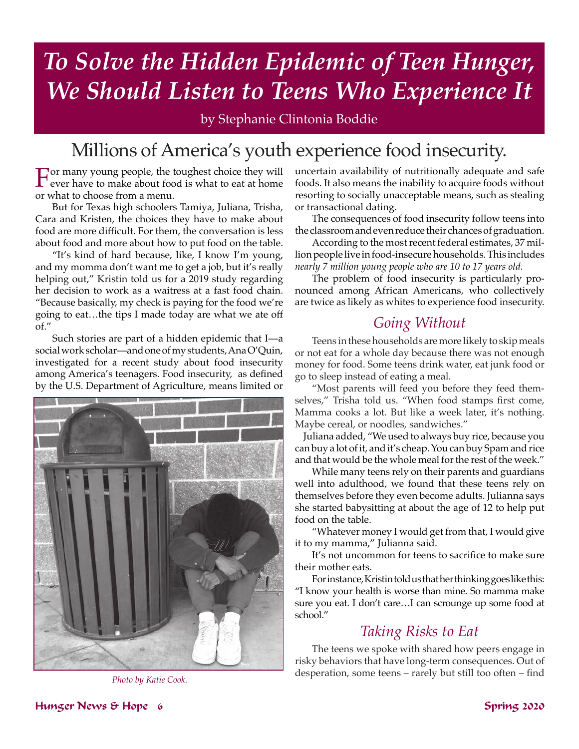# *To Solve the Hidden Epidemic of Teen Hunger, We Should Listen to Teens Who Experience It*

by Stephanie Clintonia Boddie

## Millions of America's youth experience food insecurity.

For many young people, the toughest choice they will ever have to make about food is what to eat at home or what to choose from a menu.

But for Texas high schoolers Tamiya, Juliana, Trisha, Cara and Kristen, the choices they have to make about food are more difficult. For them, the conversation is less about food and more about how to put food on the table.

"It's kind of hard because, like, I know I'm young, and my momma don't want me to get a job, but it's really helping out," Kristin told us for a 2019 study regarding her decision to work as a waitress at a fast food chain. "Because basically, my check is paying for the food we're going to eat…the tips I made today are what we ate off of."

Such stories are part of a hidden epidemic that I—a social work scholar—and one of my students, Ana O'Quin, investigated for a recent study about food insecurity among America's teenagers. Food insecurity, as defined by the U.S. Department of Agriculture, means limited or uncertain availability of nutritionally adequate and safe foods. It also means the inability to acquire foods without resorting to socially unacceptable means, such as stealing or transactional dating.

*Photo by Katie Cook.*

The consequences of food insecurity follow teens into the classroom and even reduce their chances of graduation.

According to the most recent federal estimates, 37 million people live in food-insecure households. This includes *nearly 7 million young people who are 10 to 17 years old.*

The problem of food insecurity is particularly pronounced among African Americans, who collectively are twice as likely as whites to experience food insecurity.

### *Going Without*

Teens in these households are more likely to skip meals or not eat for a whole day because there was not enough money for food. Some teens drink water, eat junk food or go to sleep instead of eating a meal.

"Most parents will feed you before they feed themselves," Trisha told us. "When food stamps first come, Mamma cooks a lot. But like a week later, it's nothing. Maybe cereal, or noodles, sandwiches."

Juliana added, "We used to always buy rice, because you can buy a lot of it, and it's cheap. You can buy Spam and rice and that would be the whole meal for the rest of the week."

While many teens rely on their parents and guardians well into adulthood, we found that these teens rely on themselves before they even become adults. Julianna says she started babysitting at about the age of 12 to help put food on the table.

"Whatever money I would get from that, I would give it to my mamma," Julianna said.

It's not uncommon for teens to sacrifice to make sure their mother eats.

For instance, Kristin told us that her thinking goes like this: "I know your health is worse than mine. So mamma make sure you eat. I don't care…I can scrounge up some food at school."

### *Taking Risks to Eat*

The teens we spoke with shared how peers engage in risky behaviors that have long-term consequences. Out of desperation, some teens – rarely but still too often – find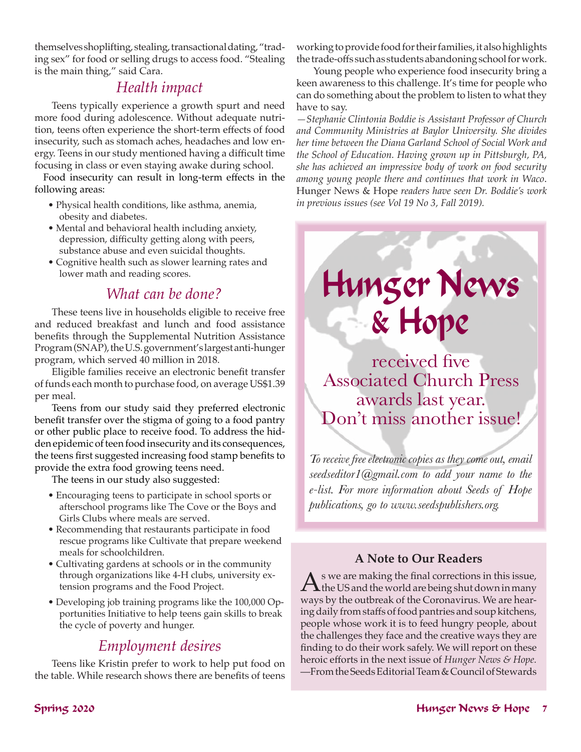themselves shoplifting, stealing, transactional dating, "trading sex" for food or selling drugs to access food. "Stealing is the main thing," said Cara.

## *Health impact*

Teens typically experience a growth spurt and need more food during adolescence. Without adequate nutrition, teens often experience the short-term effects of food insecurity, such as stomach aches, headaches and low energy. Teens in our study mentioned having a difficult time focusing in class or even staying awake during school.

Food insecurity can result in long-term effects in the following areas:

- Physical health conditions, like asthma, anemia, obesity and diabetes.
- Mental and behavioral health including anxiety, depression, difficulty getting along with peers, substance abuse and even suicidal thoughts.
- Cognitive health such as slower learning rates and lower math and reading scores.

## *What can be done?*

These teens live in households eligible to receive free and reduced breakfast and lunch and food assistance benefits through the Supplemental Nutrition Assistance Program (SNAP), the U.S. government's largest anti-hunger program, which served 40 million in 2018.

Eligible families receive an electronic benefit transfer of funds each month to purchase food, on average US$1.39 per meal.

Teens from our study said they preferred electronic benefit transfer over the stigma of going to a food pantry or other public place to receive food. To address the hidden epidemic of teen food insecurity and its consequences, the teens first suggested increasing food stamp benefits to provide the extra food growing teens need.

The teens in our study also suggested:

- Encouraging teens to participate in school sports or afterschool programs like The Cove or the Boys and Girls Clubs where meals are served.
- Recommending that restaurants participate in food rescue programs like Cultivate that prepare weekend meals for schoolchildren.
- Cultivating gardens at schools or in the community through organizations like 4-H clubs, university extension programs and the Food Project.
- Developing job training programs like the 100,000 Opportunities Initiative to help teens gain skills to break the cycle of poverty and hunger.

## *Employment desires*

Teens like Kristin prefer to work to help put food on the table. While research shows there are benefits of teens working to provide food for their families, it also highlights the trade-offs such as students abandoning school for work.

Young people who experience food insecurity bring a keen awareness to this challenge. It's time for people who can do something about the problem to listen to what they have to say.

*—Stephanie Clintonia Boddie is Assistant Professor of Church and Community Ministries at Baylor University. She divides her time between the Diana Garland School of Social Work and the School of Education. Having grown up in Pittsburgh, PA, she has achieved an impressive body of work on food security among young people there and continues that work in Waco.* Hunger News & Hope *readers have seen Dr. Boddie's work in previous issues (see Vol 19 No 3, Fall 2019).*

# Hunger News & Hope

received five Associated Church Press awards last year. Don't miss another issue!

*To receive free electronic copies as they come out, email seedseditor1@gmail.com to add your name to the e-list. For more information about Seeds of Hope publications, go to www.seedspublishers.org.*

### A Note to Our Readers

As we are making the final corrections in this issue, the US and the world are being shut down in many ways by the outbreak of the Coronavirus. We are hearing daily from staffs of food pantries and soup kitchens, people whose work it is to feed hungry people, about the challenges they face and the creative ways they are finding to do their work safely. We will report on these heroic efforts in the next issue of *Hunger News & Hope*.
—From the Seeds Editorial Team & Council of Stewards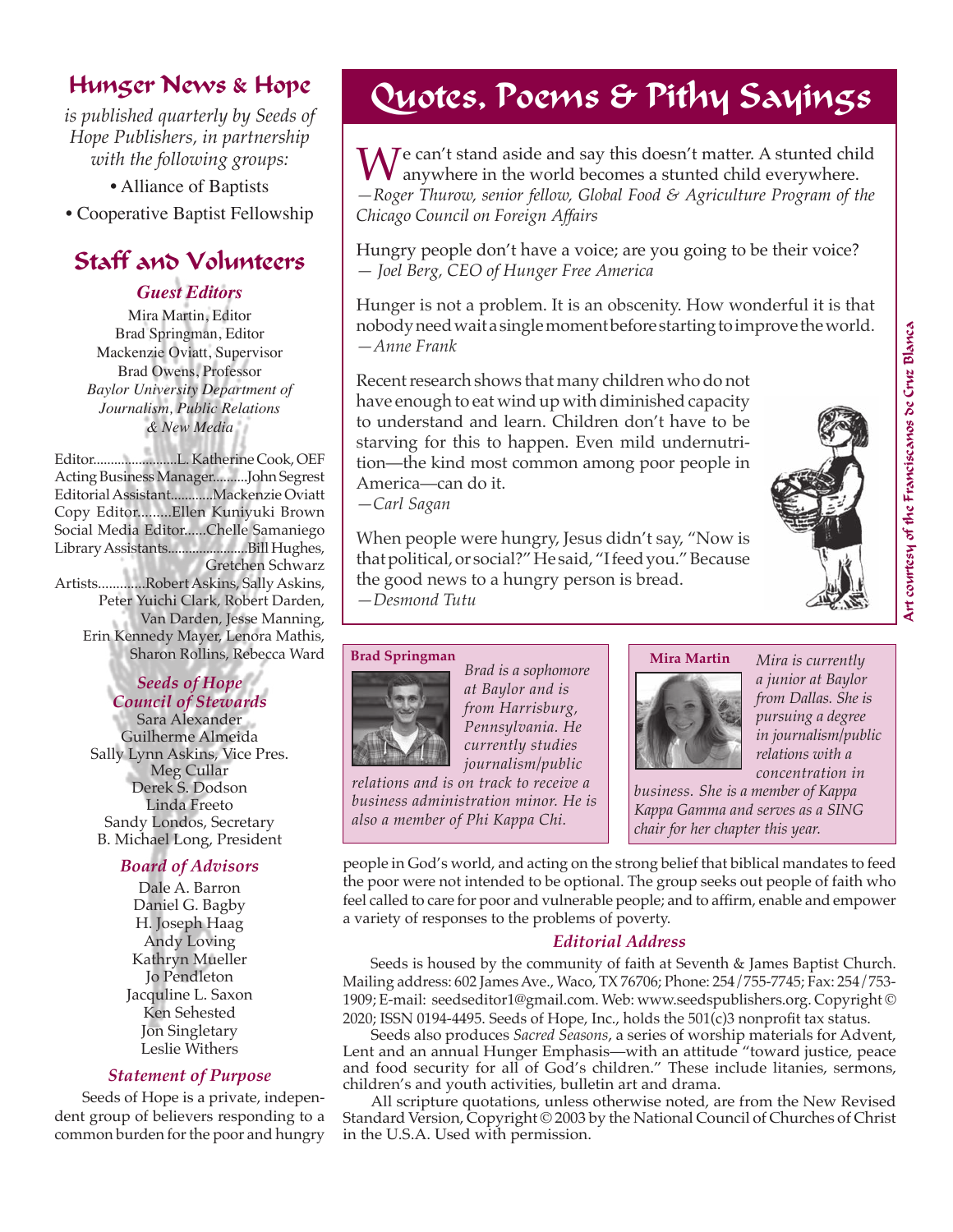## Hunger News & Hope

*is published quarterly by Seeds of Hope Publishers, in partnership with the following groups:*

- Alliance of Baptists
- Cooperative Baptist Fellowship

## Staff and Volunteers

### *Guest Editors*

Mira Martin, Editor
Brad Springman, Editor
Mackenzie Oviatt, Supervisor
Brad Owens, Professor
*Baylor University Department of Journalism, Public Relations & New Media*

Editor........................L. Katherine Cook, OEF
Acting Business Manager..........John Segrest
Editorial Assistant............Mackenzie Oviatt
Copy Editor.........Ellen Kuniyuki Brown
Social Media Editor......Chelle Samaniego
Library Assistants.......................Bill Hughes, Gretchen Schwarz
Artists.............Robert Askins, Sally Askins, Peter Yuichi Clark, Robert Darden, Van Darden, Jesse Manning, Erin Kennedy Mayer, Lenora Mathis, Sharon Rollins, Rebecca Ward

### *Seeds of Hope Council of Stewards*

Sara Alexander
Guilherme Almeida
Sally Lynn Askins, Vice Pres.
Meg Cullar
Derek S. Dodson
Linda Freeto
Sandy Londos, Secretary
B. Michael Long, President

### *Board of Advisors*

Dale A. Barron
Daniel G. Bagby
H. Joseph Haag
Andy Loving
Kathryn Mueller
Jo Pendleton
Jacquline L. Saxon
Ken Sehested
Jon Singletary
Leslie Withers

### *Statement of Purpose*

Seeds of Hope is a private, independent group of believers responding to a common burden for the poor and hungry people in God's world, and acting on the strong belief that biblical mandates to feed the poor were not intended to be optional. The group seeks out people of faith who feel called to care for poor and vulnerable people; and to affirm, enable and empower a variety of responses to the problems of poverty.

## Quotes, Poems & Pithy Sayings

We can't stand aside and say this doesn't matter. A stunted child anywhere in the world becomes a stunted child everywhere.
*—Roger Thurow, senior fellow, Global Food & Agriculture Program of the Chicago Council on Foreign Affairs*

Hungry people don't have a voice; are you going to be their voice?
*— Joel Berg, CEO of Hunger Free America*

Hunger is not a problem. It is an obscenity. How wonderful it is that nobody need wait a single moment before starting to improve the world.
*—Anne Frank*

Recent research shows that many children who do not have enough to eat wind up with diminished capacity to understand and learn. Children don't have to be starving for this to happen. Even mild undernutrition—the kind most common among poor people in America—can do it.
*—Carl Sagan*

When people were hungry, Jesus didn't say, "Now is that political, or social?" He said, "I feed you." Because the good news to a hungry person is bread.
*—Desmond Tutu*

*Art courtesy of the Franciscanos de Cruz Blanca*

**Brad Springman**

*Brad is a sophomore at Baylor and is from Harrisburg, Pennsylvania. He currently studies journalism/public relations and is on track to receive a business administration minor. He is also a member of Phi Kappa Chi.*

**Mira Martin**

*Mira is currently a junior at Baylor from Dallas. She is pursuing a degree in journalism/public relations with a concentration in business. She is a member of Kappa Kappa Gamma and serves as a SING chair for her chapter this year.*

### *Editorial Address*

Seeds is housed by the community of faith at Seventh & James Baptist Church. Mailing address: 602 James Ave., Waco, TX 76706; Phone: 254/755-7745; Fax: 254/753-1909; E-mail: seedseditor1@gmail.com. Web: www.seedspublishers.org. Copyright © 2020; ISSN 0194-4495. Seeds of Hope, Inc., holds the 501(c)3 nonprofit tax status.

Seeds also produces *Sacred Seasons*, a series of worship materials for Advent, Lent and an annual Hunger Emphasis—with an attitude "toward justice, peace and food security for all of God's children." These include litanies, sermons, children's and youth activities, bulletin art and drama.

All scripture quotations, unless otherwise noted, are from the New Revised Standard Version, Copyright © 2003 by the National Council of Churches of Christ in the U.S.A. Used with permission.